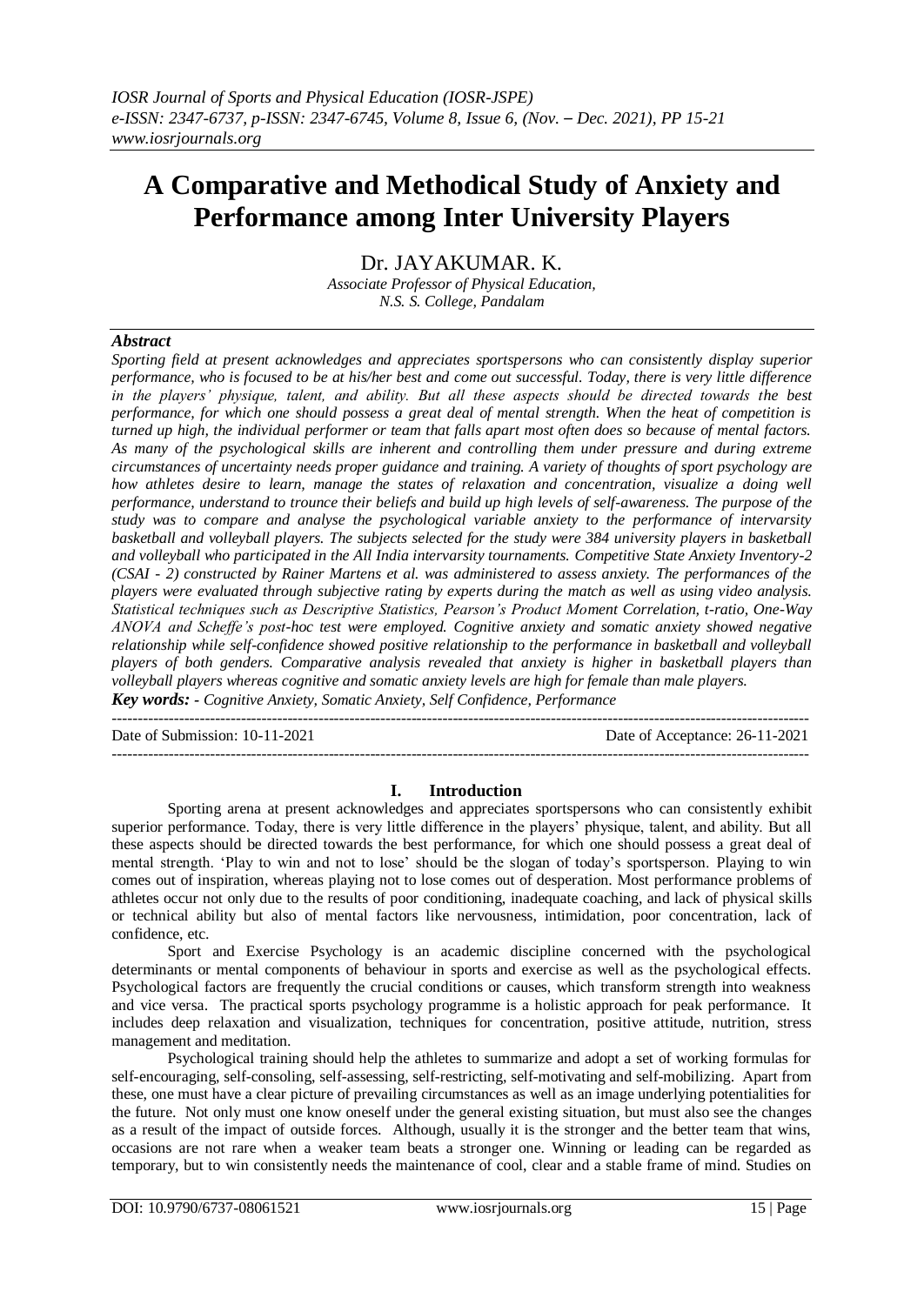# A Comparative and Methodical Study of Anxiety and Performance among Inter University Players

Dr. JAYAKUMAR. K.

*Associate Professor of Physical Education,*
*N.S. S. College, Pandalam*

### *Abstract*

*Sporting field at present acknowledges and appreciates sportspersons who can consistently display superior performance, who is focused to be at his/her best and come out successful. Today, there is very little difference in the players' physique, talent, and ability. But all these aspects should be directed towards the best performance, for which one should possess a great deal of mental strength. When the heat of competition is turned up high, the individual performer or team that falls apart most often does so because of mental factors. As many of the psychological skills are inherent and controlling them under pressure and during extreme circumstances of uncertainty needs proper guidance and training. A variety of thoughts of sport psychology are how athletes desire to learn, manage the states of relaxation and concentration, visualize a doing well performance, understand to trounce their beliefs and build up high levels of self-awareness. The purpose of the study was to compare and analyse the psychological variable anxiety to the performance of intervarsity basketball and volleyball players. The subjects selected for the study were 384 university players in basketball and volleyball who participated in the All India intervarsity tournaments. Competitive State Anxiety Inventory-2 (CSAI - 2) constructed by Rainer Martens et al. was administered to assess anxiety. The performances of the players were evaluated through subjective rating by experts during the match as well as using video analysis. Statistical techniques such as Descriptive Statistics, Pearson's Product Moment Correlation, t-ratio, One-Way ANOVA and Scheffe's post-hoc test were employed. Cognitive anxiety and somatic anxiety showed negative relationship while self-confidence showed positive relationship to the performance in basketball and volleyball players of both genders. Comparative analysis revealed that anxiety is higher in basketball players than volleyball players whereas cognitive and somatic anxiety levels are high for female than male players.*

***Key words:** - Cognitive Anxiety, Somatic Anxiety, Self Confidence, Performance*

---

Date of Submission: 10-11-2021 | Date of Acceptance: 26-11-2021

---

## I. Introduction

Sporting arena at present acknowledges and appreciates sportspersons who can consistently exhibit superior performance. Today, there is very little difference in the players' physique, talent, and ability. But all these aspects should be directed towards the best performance, for which one should possess a great deal of mental strength. 'Play to win and not to lose' should be the slogan of today's sportsperson. Playing to win comes out of inspiration, whereas playing not to lose comes out of desperation. Most performance problems of athletes occur not only due to the results of poor conditioning, inadequate coaching, and lack of physical skills or technical ability but also of mental factors like nervousness, intimidation, poor concentration, lack of confidence, etc.

Sport and Exercise Psychology is an academic discipline concerned with the psychological determinants or mental components of behaviour in sports and exercise as well as the psychological effects. Psychological factors are frequently the crucial conditions or causes, which transform strength into weakness and vice versa. The practical sports psychology programme is a holistic approach for peak performance. It includes deep relaxation and visualization, techniques for concentration, positive attitude, nutrition, stress management and meditation.

Psychological training should help the athletes to summarize and adopt a set of working formulas for self-encouraging, self-consoling, self-assessing, self-restricting, self-motivating and self-mobilizing. Apart from these, one must have a clear picture of prevailing circumstances as well as an image underlying potentialities for the future. Not only must one know oneself under the general existing situation, but must also see the changes as a result of the impact of outside forces. Although, usually it is the stronger and the better team that wins, occasions are not rare when a weaker team beats a stronger one. Winning or leading can be regarded as temporary, but to win consistently needs the maintenance of cool, clear and a stable frame of mind. Studies on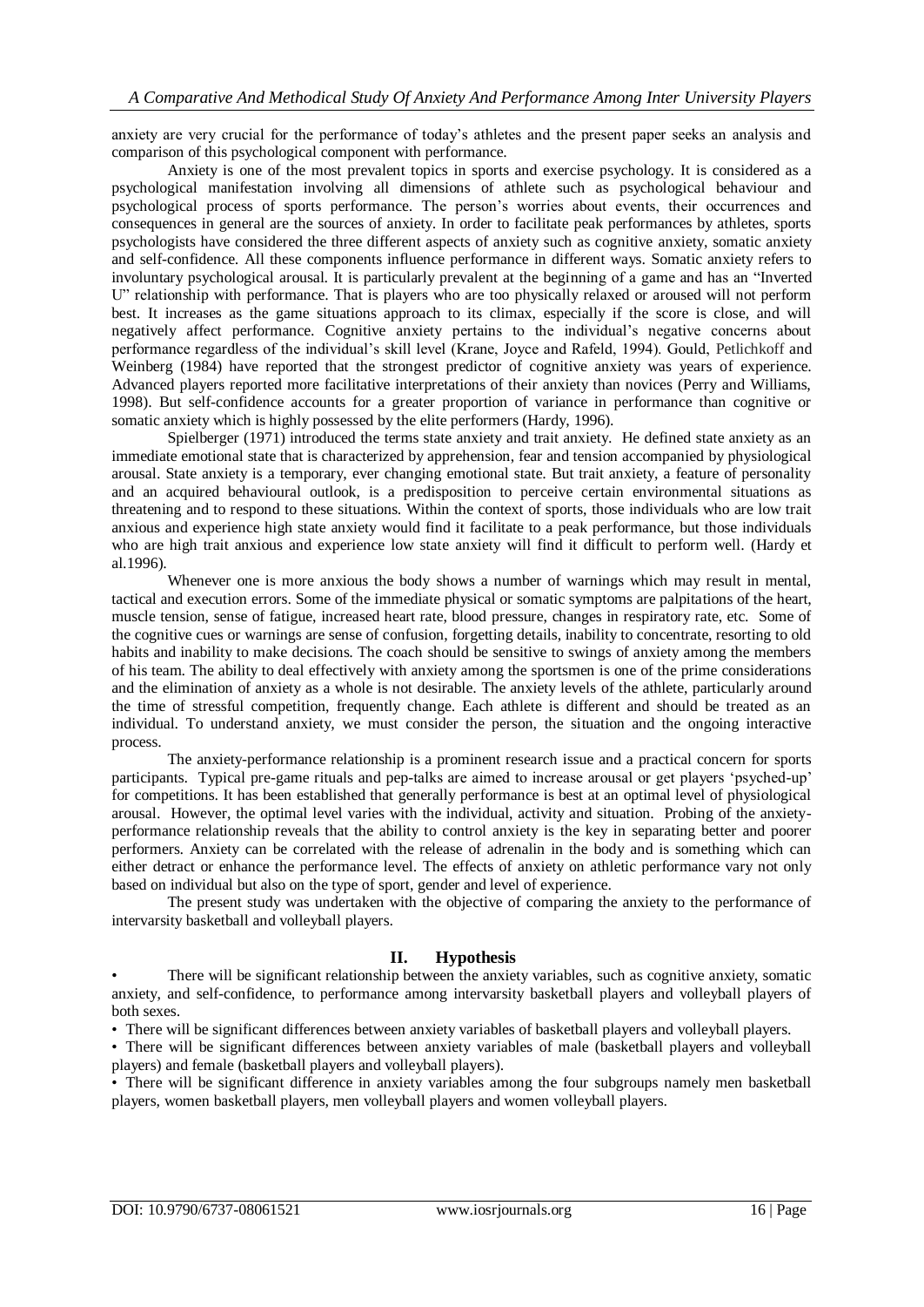anxiety are very crucial for the performance of today's athletes and the present paper seeks an analysis and comparison of this psychological component with performance.

Anxiety is one of the most prevalent topics in sports and exercise psychology. It is considered as a psychological manifestation involving all dimensions of athlete such as psychological behaviour and psychological process of sports performance. The person's worries about events, their occurrences and consequences in general are the sources of anxiety. In order to facilitate peak performances by athletes, sports psychologists have considered the three different aspects of anxiety such as cognitive anxiety, somatic anxiety and self-confidence. All these components influence performance in different ways. Somatic anxiety refers to involuntary psychological arousal. It is particularly prevalent at the beginning of a game and has an "Inverted U" relationship with performance. That is players who are too physically relaxed or aroused will not perform best. It increases as the game situations approach to its climax, especially if the score is close, and will negatively affect performance. Cognitive anxiety pertains to the individual's negative concerns about performance regardless of the individual's skill level (Krane, Joyce and Rafeld, 1994). Gould, Petlichkoff and Weinberg (1984) have reported that the strongest predictor of cognitive anxiety was years of experience. Advanced players reported more facilitative interpretations of their anxiety than novices (Perry and Williams, 1998). But self-confidence accounts for a greater proportion of variance in performance than cognitive or somatic anxiety which is highly possessed by the elite performers (Hardy, 1996).

Spielberger (1971) introduced the terms state anxiety and trait anxiety. He defined state anxiety as an immediate emotional state that is characterized by apprehension, fear and tension accompanied by physiological arousal. State anxiety is a temporary, ever changing emotional state. But trait anxiety, a feature of personality and an acquired behavioural outlook, is a predisposition to perceive certain environmental situations as threatening and to respond to these situations. Within the context of sports, those individuals who are low trait anxious and experience high state anxiety would find it facilitate to a peak performance, but those individuals who are high trait anxious and experience low state anxiety will find it difficult to perform well. (Hardy et al.1996).

Whenever one is more anxious the body shows a number of warnings which may result in mental, tactical and execution errors. Some of the immediate physical or somatic symptoms are palpitations of the heart, muscle tension, sense of fatigue, increased heart rate, blood pressure, changes in respiratory rate, etc. Some of the cognitive cues or warnings are sense of confusion, forgetting details, inability to concentrate, resorting to old habits and inability to make decisions. The coach should be sensitive to swings of anxiety among the members of his team. The ability to deal effectively with anxiety among the sportsmen is one of the prime considerations and the elimination of anxiety as a whole is not desirable. The anxiety levels of the athlete, particularly around the time of stressful competition, frequently change. Each athlete is different and should be treated as an individual. To understand anxiety, we must consider the person, the situation and the ongoing interactive process.

The anxiety-performance relationship is a prominent research issue and a practical concern for sports participants. Typical pre-game rituals and pep-talks are aimed to increase arousal or get players 'psyched-up' for competitions. It has been established that generally performance is best at an optimal level of physiological arousal. However, the optimal level varies with the individual, activity and situation. Probing of the anxiety-performance relationship reveals that the ability to control anxiety is the key in separating better and poorer performers. Anxiety can be correlated with the release of adrenalin in the body and is something which can either detract or enhance the performance level. The effects of anxiety on athletic performance vary not only based on individual but also on the type of sport, gender and level of experience.

The present study was undertaken with the objective of comparing the anxiety to the performance of intervarsity basketball and volleyball players.

## II. Hypothesis

- There will be significant relationship between the anxiety variables, such as cognitive anxiety, somatic anxiety, and self-confidence, to performance among intervarsity basketball players and volleyball players of both sexes.
- There will be significant differences between anxiety variables of basketball players and volleyball players.
- There will be significant differences between anxiety variables of male (basketball players and volleyball players) and female (basketball players and volleyball players).
- There will be significant difference in anxiety variables among the four subgroups namely men basketball players, women basketball players, men volleyball players and women volleyball players.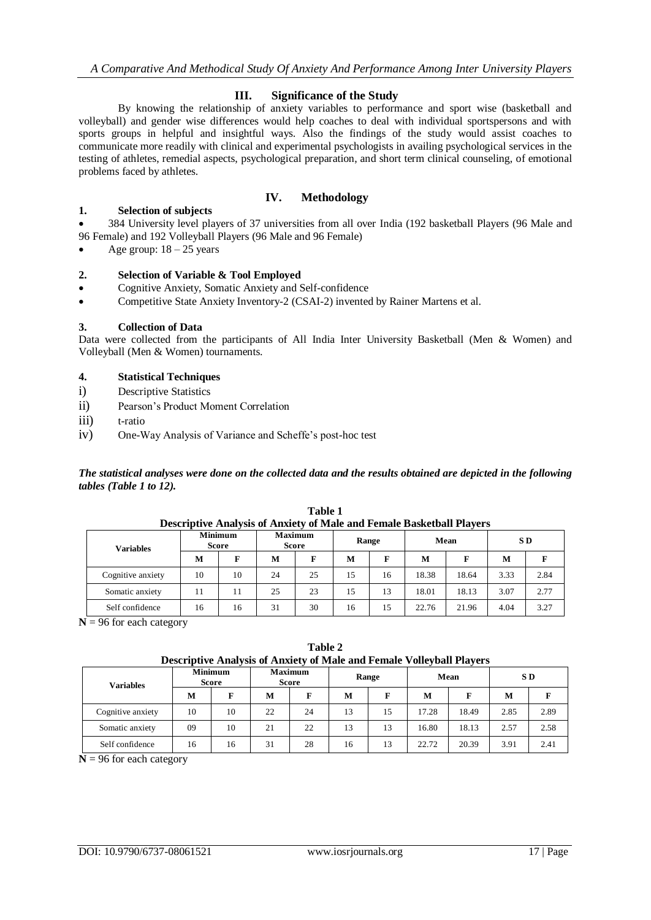## III. Significance of the Study

By knowing the relationship of anxiety variables to performance and sport wise (basketball and volleyball) and gender wise differences would help coaches to deal with individual sportspersons and with sports groups in helpful and insightful ways. Also the findings of the study would assist coaches to communicate more readily with clinical and experimental psychologists in availing psychological services in the testing of athletes, remedial aspects, psychological preparation, and short term clinical counseling, of emotional problems faced by athletes.

## IV. Methodology

### 1. Selection of subjects

- 384 University level players of 37 universities from all over India (192 basketball Players (96 Male and 96 Female) and 192 Volleyball Players (96 Male and 96 Female)
- Age group: 18 – 25 years

### 2. Selection of Variable & Tool Employed

- Cognitive Anxiety, Somatic Anxiety and Self-confidence
- Competitive State Anxiety Inventory-2 (CSAI-2) invented by Rainer Martens et al.

### 3. Collection of Data

Data were collected from the participants of All India Inter University Basketball (Men & Women) and Volleyball (Men & Women) tournaments.

### 4. Statistical Techniques

i) Descriptive Statistics
ii) Pearson's Product Moment Correlation
iii) t-ratio
iv) One-Way Analysis of Variance and Scheffe's post-hoc test

***The statistical analyses were done on the collected data and the results obtained are depicted in the following tables (Table 1 to 12).***

**Table 1**
**Descriptive Analysis of Anxiety of Male and Female Basketball Players**

| Variables | Minimum Score | | Maximum Score | | Range | | Mean | | S D | |
|---|---|---|---|---|---|---|---|---|---|---|
| | M | F | M | F | M | F | M | F | M | F |
| Cognitive anxiety | 10 | 10 | 24 | 25 | 15 | 16 | 18.38 | 18.64 | 3.33 | 2.84 |
| Somatic anxiety | 11 | 11 | 25 | 23 | 15 | 13 | 18.01 | 18.13 | 3.07 | 2.77 |
| Self confidence | 16 | 16 | 31 | 30 | 16 | 15 | 22.76 | 21.96 | 4.04 | 3.27 |

**N** = 96 for each category

**Table 2**
**Descriptive Analysis of Anxiety of Male and Female Volleyball Players**

| Variables | Minimum Score | | Maximum Score | | Range | | Mean | | S D | |
|---|---|---|---|---|---|---|---|---|---|---|
| | M | F | M | F | M | F | M | F | M | F |
| Cognitive anxiety | 10 | 10 | 22 | 24 | 13 | 15 | 17.28 | 18.49 | 2.85 | 2.89 |
| Somatic anxiety | 09 | 10 | 21 | 22 | 13 | 13 | 16.80 | 18.13 | 2.57 | 2.58 |
| Self confidence | 16 | 16 | 31 | 28 | 16 | 13 | 22.72 | 20.39 | 3.91 | 2.41 |

**N** = 96 for each category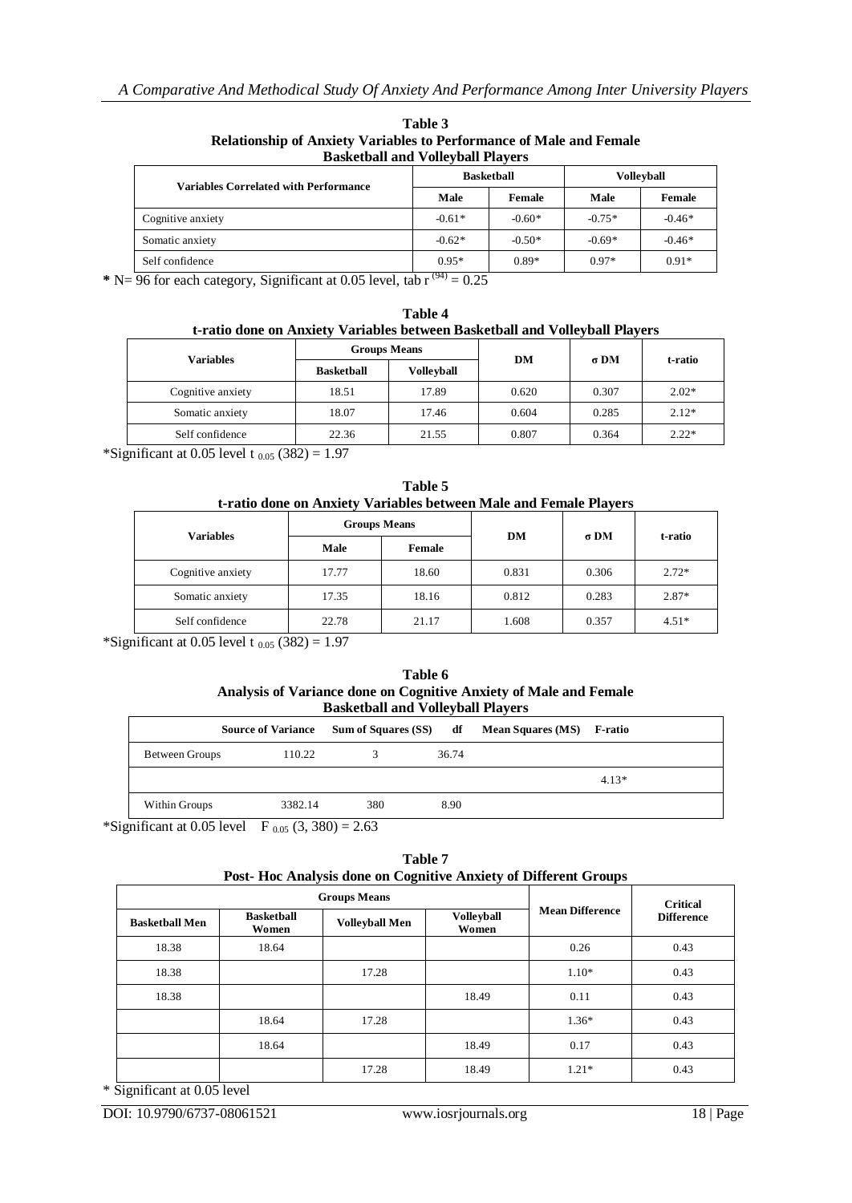**Table 3**
**Relationship of Anxiety Variables to Performance of Male and Female Basketball and Volleyball Players**

| Variables Correlated with Performance | Basketball | | Volleyball | |
|---|---|---|---|---|
| | Male | Female | Male | Female |
| Cognitive anxiety | -0.61* | -0.60* | -0.75* | -0.46* |
| Somatic anxiety | -0.62* | -0.50* | -0.69* | -0.46* |
| Self confidence | 0.95* | 0.89* | 0.97* | 0.91* |

* N= 96 for each category, Significant at 0.05 level, tab $r^{(94)} = 0.25$

**Table 4**
**t-ratio done on Anxiety Variables between Basketball and Volleyball Players**

| Variables | Groups Means | | DM | σ DM | t-ratio |
|---|---|---|---|---|---|
| | Basketball | Volleyball | | | |
| Cognitive anxiety | 18.51 | 17.89 | 0.620 | 0.307 | 2.02* |
| Somatic anxiety | 18.07 | 17.46 | 0.604 | 0.285 | 2.12* |
| Self confidence | 22.36 | 21.55 | 0.807 | 0.364 | 2.22* |

*Significant at 0.05 level $t_{0.05}(382) = 1.97$

**Table 5**
**t-ratio done on Anxiety Variables between Male and Female Players**

| Variables | Groups Means | | DM | σ DM | t-ratio |
|---|---|---|---|---|---|
| | Male | Female | | | |
| Cognitive anxiety | 17.77 | 18.60 | 0.831 | 0.306 | 2.72* |
| Somatic anxiety | 17.35 | 18.16 | 0.812 | 0.283 | 2.87* |
| Self confidence | 22.78 | 21.17 | 1.608 | 0.357 | 4.51* |

*Significant at 0.05 level $t_{0.05}(382) = 1.97$

**Table 6**
**Analysis of Variance done on Cognitive Anxiety of Male and Female Basketball and Volleyball Players**

| Source of Variance | Sum of Squares (SS) | df | Mean Squares (MS) | F-ratio |
|---|---|---|---|---|
| Between Groups | 110.22 | 3 | 36.74 | |
| | | | | 4.13* |
| Within Groups | 3382.14 | 380 | 8.90 | |

*Significant at 0.05 level $F_{0.05}(3, 380) = 2.63$

**Table 7**
**Post- Hoc Analysis done on Cognitive Anxiety of Different Groups**

| Groups Means | | | | Mean Difference | Critical Difference |
|---|---|---|---|---|---|
| Basketball Men | Basketball Women | Volleyball Men | Volleyball Women | | |
| 18.38 | 18.64 | | | 0.26 | 0.43 |
| 18.38 | | 17.28 | | 1.10* | 0.43 |
| 18.38 | | | 18.49 | 0.11 | 0.43 |
| | 18.64 | 17.28 | | 1.36* | 0.43 |
| | 18.64 | | 18.49 | 0.17 | 0.43 |
| | | 17.28 | 18.49 | 1.21* | 0.43 |

* Significant at 0.05 level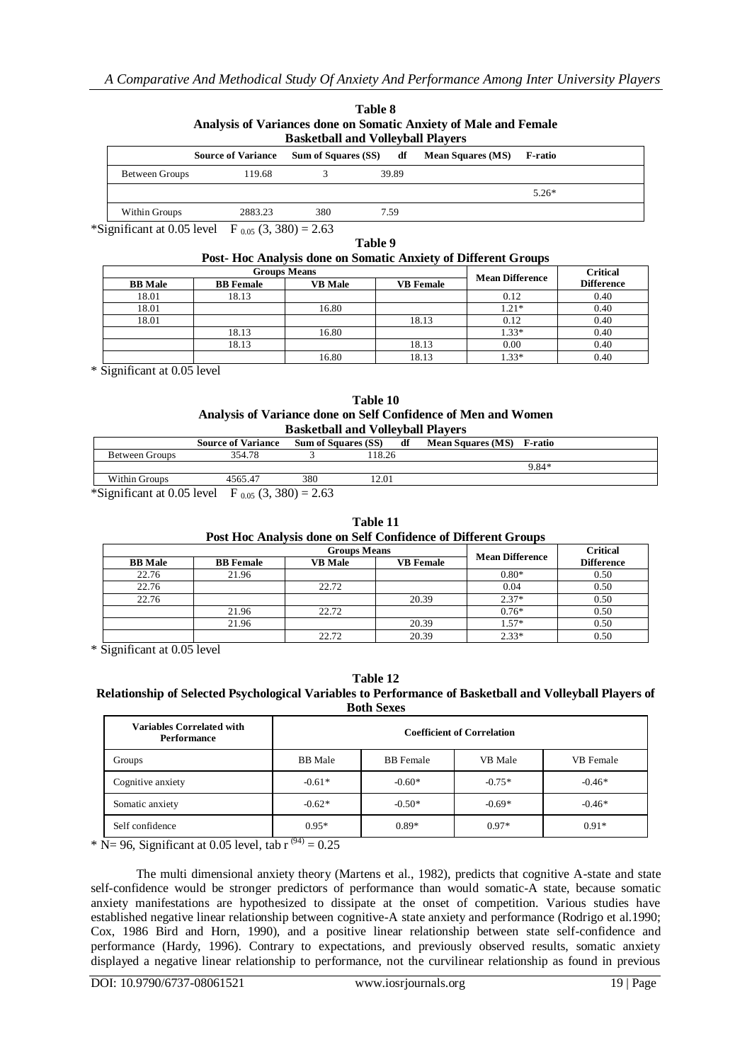**Table 8**
**Analysis of Variances done on Somatic Anxiety of Male and Female Basketball and Volleyball Players**

| Source of Variance | Sum of Squares (SS) | df | Mean Squares (MS) | F-ratio |
|---|---|---|---|---|
| Between Groups | 119.68 | 3 | 39.89 | |
| | | | | 5.26* |
| Within Groups | 2883.23 | 380 | 7.59 | |

*Significant at 0.05 level $F_{0.05}(3, 380) = 2.63$

**Table 9**
**Post- Hoc Analysis done on Somatic Anxiety of Different Groups**

| Groups Means | | | | Mean Difference | Critical Difference |
|---|---|---|---|---|---|
| BB Male | BB Female | VB Male | VB Female | | |
| 18.01 | 18.13 | | | 0.12 | 0.40 |
| 18.01 | | 16.80 | | 1.21* | 0.40 |
| 18.01 | | | 18.13 | 0.12 | 0.40 |
| | 18.13 | 16.80 | | 1.33* | 0.40 |
| | 18.13 | | 18.13 | 0.00 | 0.40 |
| | | 16.80 | 18.13 | 1.33* | 0.40 |

* Significant at 0.05 level

**Table 10**
**Analysis of Variance done on Self Confidence of Men and Women Basketball and Volleyball Players**

| Source of Variance | Sum of Squares (SS) | df | Mean Squares (MS) | F-ratio |
|---|---|---|---|---|
| Between Groups | 354.78 | 3 | 118.26 | |
| | | | | 9.84* |
| Within Groups | 4565.47 | 380 | 12.01 | |

*Significant at 0.05 level $F_{0.05}(3, 380) = 2.63$

**Table 11**
**Post Hoc Analysis done on Self Confidence of Different Groups**

| Groups Means | | | | Mean Difference | Critical Difference |
|---|---|---|---|---|---|
| BB Male | BB Female | VB Male | VB Female | | |
| 22.76 | 21.96 | | | 0.80* | 0.50 |
| 22.76 | | 22.72 | | 0.04 | 0.50 |
| 22.76 | | | 20.39 | 2.37* | 0.50 |
| | 21.96 | 22.72 | | 0.76* | 0.50 |
| | 21.96 | | 20.39 | 1.57* | 0.50 |
| | | 22.72 | 20.39 | 2.33* | 0.50 |

* Significant at 0.05 level

**Table 12**
**Relationship of Selected Psychological Variables to Performance of Basketball and Volleyball Players of Both Sexes**

| Variables Correlated with Performance | Coefficient of Correlation | | | |
|---|---|---|---|---|
| Groups | BB Male | BB Female | VB Male | VB Female |
| Cognitive anxiety | -0.61* | -0.60* | -0.75* | -0.46* |
| Somatic anxiety | -0.62* | -0.50* | -0.69* | -0.46* |
| Self confidence | 0.95* | 0.89* | 0.97* | 0.91* |

* N= 96, Significant at 0.05 level, tab $r^{(94)} = 0.25$

The multi dimensional anxiety theory (Martens et al., 1982), predicts that cognitive A-state and state self-confidence would be stronger predictors of performance than would somatic-A state, because somatic anxiety manifestations are hypothesized to dissipate at the onset of competition. Various studies have established negative linear relationship between cognitive-A state anxiety and performance (Rodrigo et al.1990; Cox, 1986 Bird and Horn, 1990), and a positive linear relationship between state self-confidence and performance (Hardy, 1996). Contrary to expectations, and previously observed results, somatic anxiety displayed a negative linear relationship to performance, not the curvilinear relationship as found in previous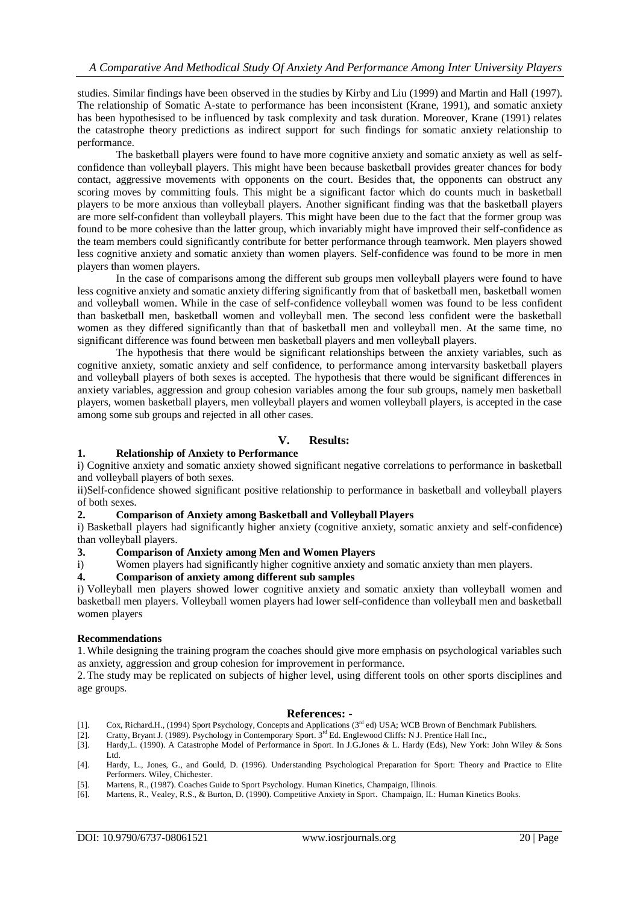studies. Similar findings have been observed in the studies by Kirby and Liu (1999) and Martin and Hall (1997). The relationship of Somatic A-state to performance has been inconsistent (Krane, 1991), and somatic anxiety has been hypothesised to be influenced by task complexity and task duration. Moreover, Krane (1991) relates the catastrophe theory predictions as indirect support for such findings for somatic anxiety relationship to performance.

The basketball players were found to have more cognitive anxiety and somatic anxiety as well as self-confidence than volleyball players. This might have been because basketball provides greater chances for body contact, aggressive movements with opponents on the court. Besides that, the opponents can obstruct any scoring moves by committing fouls. This might be a significant factor which do counts much in basketball players to be more anxious than volleyball players. Another significant finding was that the basketball players are more self-confident than volleyball players. This might have been due to the fact that the former group was found to be more cohesive than the latter group, which invariably might have improved their self-confidence as the team members could significantly contribute for better performance through teamwork. Men players showed less cognitive anxiety and somatic anxiety than women players. Self-confidence was found to be more in men players than women players.

In the case of comparisons among the different sub groups men volleyball players were found to have less cognitive anxiety and somatic anxiety differing significantly from that of basketball men, basketball women and volleyball women. While in the case of self-confidence volleyball women was found to be less confident than basketball men, basketball women and volleyball men. The second less confident were the basketball women as they differed significantly than that of basketball men and volleyball men. At the same time, no significant difference was found between men basketball players and men volleyball players.

The hypothesis that there would be significant relationships between the anxiety variables, such as cognitive anxiety, somatic anxiety and self confidence, to performance among intervarsity basketball players and volleyball players of both sexes is accepted. The hypothesis that there would be significant differences in anxiety variables, aggression and group cohesion variables among the four sub groups, namely men basketball players, women basketball players, men volleyball players and women volleyball players, is accepted in the case among some sub groups and rejected in all other cases.

## V. Results:

### 1. Relationship of Anxiety to Performance

i) Cognitive anxiety and somatic anxiety showed significant negative correlations to performance in basketball and volleyball players of both sexes.

ii)Self-confidence showed significant positive relationship to performance in basketball and volleyball players of both sexes.

### 2. Comparison of Anxiety among Basketball and Volleyball Players

i) Basketball players had significantly higher anxiety (cognitive anxiety, somatic anxiety and self-confidence) than volleyball players.

### 3. Comparison of Anxiety among Men and Women Players

i) Women players had significantly higher cognitive anxiety and somatic anxiety than men players.

### 4. Comparison of anxiety among different sub samples

i) Volleyball men players showed lower cognitive anxiety and somatic anxiety than volleyball women and basketball men players. Volleyball women players had lower self-confidence than volleyball men and basketball women players

**Recommendations**

1. While designing the training program the coaches should give more emphasis on psychological variables such as anxiety, aggression and group cohesion for improvement in performance.
2. The study may be replicated on subjects of higher level, using different tools on other sports disciplines and age groups.

## References: -

[1]. Cox, Richard.H., (1994) Sport Psychology, Concepts and Applications (3rd ed) USA; WCB Brown of Benchmark Publishers.

[2]. Cratty, Bryant J. (1989). Psychology in Contemporary Sport. 3rd Ed. Englewood Cliffs: N J. Prentice Hall Inc.,

[3]. Hardy,L. (1990). A Catastrophe Model of Performance in Sport. In J.G.Jones & L. Hardy (Eds), New York: John Wiley & Sons Ltd.

[4]. Hardy, L., Jones, G., and Gould, D. (1996). Understanding Psychological Preparation for Sport: Theory and Practice to Elite Performers. Wiley, Chichester.

[5]. Martens, R., (1987). Coaches Guide to Sport Psychology. Human Kinetics, Champaign, Illinois.

[6]. Martens, R., Vealey, R.S., & Burton, D. (1990). Competitive Anxiety in Sport. Champaign, IL: Human Kinetics Books.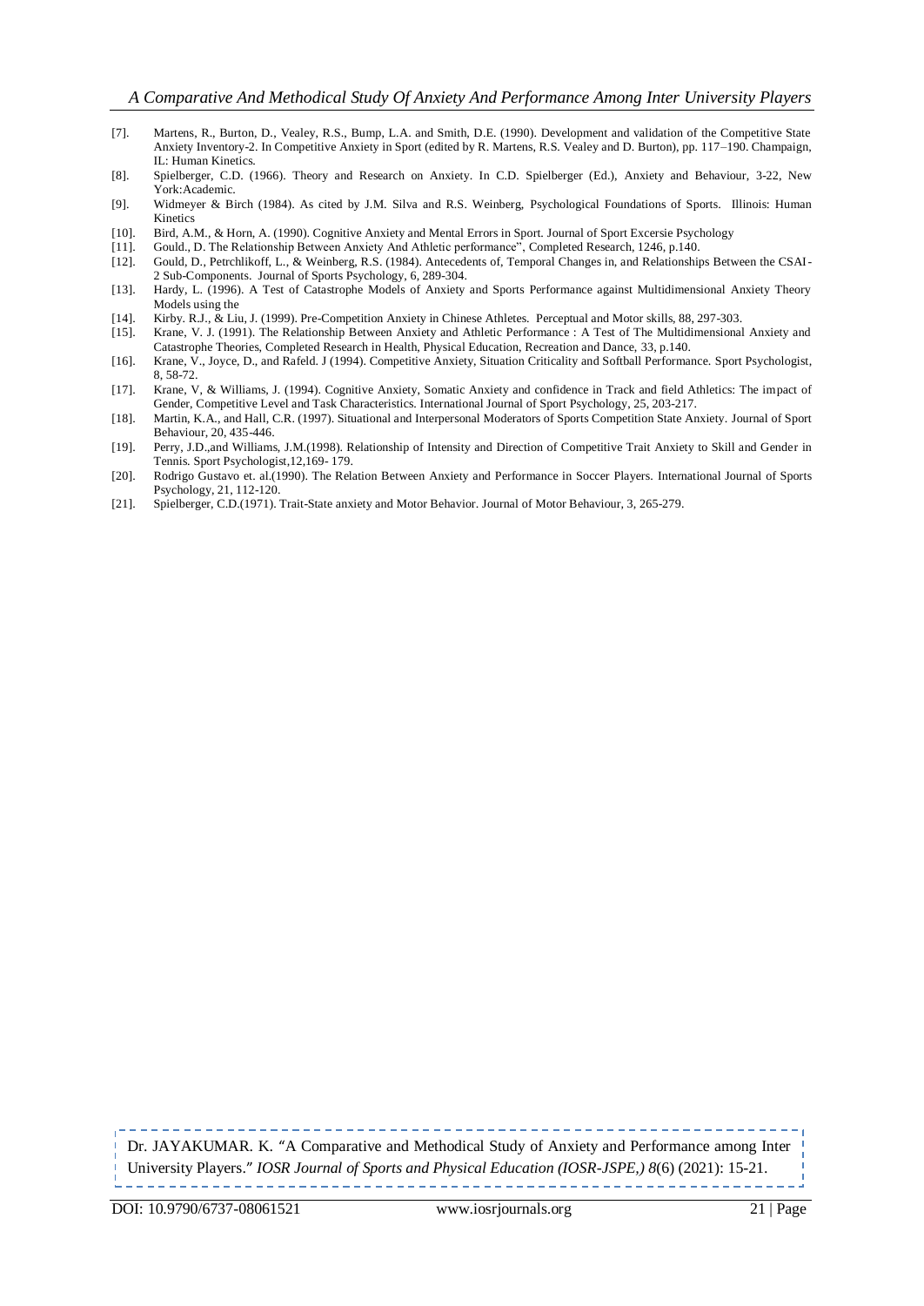[7]. Martens, R., Burton, D., Vealey, R.S., Bump, L.A. and Smith, D.E. (1990). Development and validation of the Competitive State Anxiety Inventory-2. In Competitive Anxiety in Sport (edited by R. Martens, R.S. Vealey and D. Burton), pp. 117–190. Champaign, IL: Human Kinetics.

[8]. Spielberger, C.D. (1966). Theory and Research on Anxiety. In C.D. Spielberger (Ed.), Anxiety and Behaviour, 3-22, New York:Academic.

[9]. Widmeyer & Birch (1984). As cited by J.M. Silva and R.S. Weinberg, Psychological Foundations of Sports. Illinois: Human Kinetics

[10]. Bird, A.M., & Horn, A. (1990). Cognitive Anxiety and Mental Errors in Sport. Journal of Sport Excersie Psychology

[11]. Gould., D. The Relationship Between Anxiety And Athletic performance", Completed Research, 1246, p.140.

[12]. Gould, D., Petrchlikoff, L., & Weinberg, R.S. (1984). Antecedents of, Temporal Changes in, and Relationships Between the CSAI-2 Sub-Components. Journal of Sports Psychology, 6, 289-304.

[13]. Hardy, L. (1996). A Test of Catastrophe Models of Anxiety and Sports Performance against Multidimensional Anxiety Theory Models using the

[14]. Kirby. R.J., & Liu, J. (1999). Pre-Competition Anxiety in Chinese Athletes. Perceptual and Motor skills, 88, 297-303.

[15]. Krane, V. J. (1991). The Relationship Between Anxiety and Athletic Performance : A Test of The Multidimensional Anxiety and Catastrophe Theories, Completed Research in Health, Physical Education, Recreation and Dance, 33, p.140.

[16]. Krane, V., Joyce, D., and Rafeld. J (1994). Competitive Anxiety, Situation Criticality and Softball Performance. Sport Psychologist, 8, 58-72.

[17]. Krane, V, & Williams, J. (1994). Cognitive Anxiety, Somatic Anxiety and confidence in Track and field Athletics: The impact of Gender, Competitive Level and Task Characteristics. International Journal of Sport Psychology, 25, 203-217.

[18]. Martin, K.A., and Hall, C.R. (1997). Situational and Interpersonal Moderators of Sports Competition State Anxiety. Journal of Sport Behaviour, 20, 435-446.

[19]. Perry, J.D.,and Williams, J.M.(1998). Relationship of Intensity and Direction of Competitive Trait Anxiety to Skill and Gender in Tennis. Sport Psychologist,12,169- 179.

[20]. Rodrigo Gustavo et. al.(1990). The Relation Between Anxiety and Performance in Soccer Players. International Journal of Sports Psychology, 21, 112-120.

[21]. Spielberger, C.D.(1971). Trait-State anxiety and Motor Behavior. Journal of Motor Behaviour, 3, 265-279.

Dr. JAYAKUMAR. K. "A Comparative and Methodical Study of Anxiety and Performance among Inter University Players." *IOSR Journal of Sports and Physical Education (IOSR-JSPE,) 8*(6) (2021): 15-21.